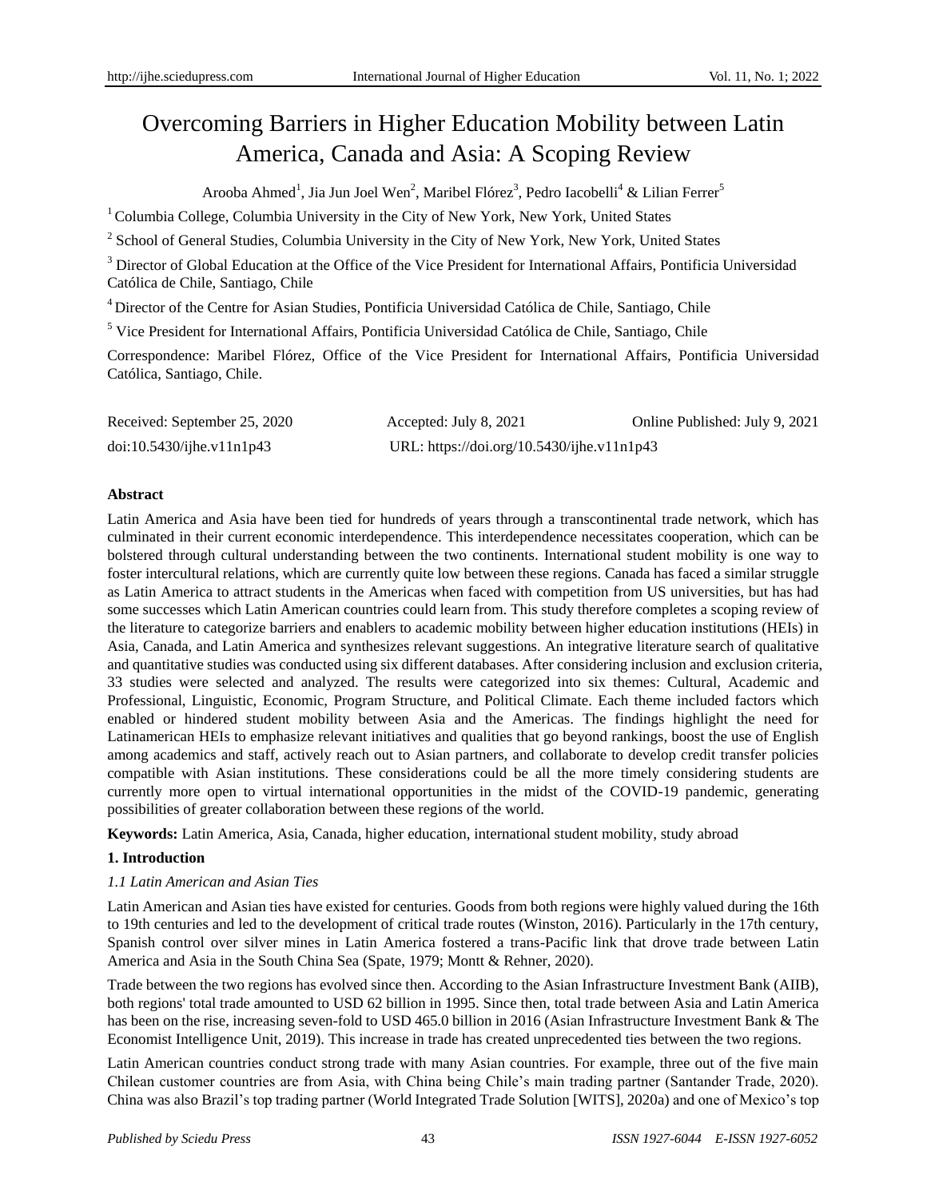# Overcoming Barriers in Higher Education Mobility between Latin America, Canada and Asia: A Scoping Review

Arooba Ahmed[1], Jia Jun Joel Wen[2], Maribel Flórez[3], Pedro Iacobelli[4] & Lilian Ferrer[5]

[1] Columbia College, Columbia University in the City of New York, New York, United States

[2] School of General Studies, Columbia University in the City of New York, New York, United States

[3] Director of Global Education at the Office of the Vice President for International Affairs, Pontificia Universidad Católica de Chile, Santiago, Chile

[4] Director of the Centre for Asian Studies, Pontificia Universidad Católica de Chile, Santiago, Chile

[5] Vice President for International Affairs, Pontificia Universidad Católica de Chile, Santiago, Chile

Correspondence: Maribel Flórez, Office of the Vice President for International Affairs, Pontificia Universidad Católica, Santiago, Chile.

Received: September 25, 2020　　Accepted: July 8, 2021　　Online Published: July 9, 2021

doi:10.5430/ijhe.v11n1p43　　URL: https://doi.org/10.5430/ijhe.v11n1p43

**Abstract**

Latin America and Asia have been tied for hundreds of years through a transcontinental trade network, which has culminated in their current economic interdependence. This interdependence necessitates cooperation, which can be bolstered through cultural understanding between the two continents. International student mobility is one way to foster intercultural relations, which are currently quite low between these regions. Canada has faced a similar struggle as Latin America to attract students in the Americas when faced with competition from US universities, but has had some successes which Latin American countries could learn from. This study therefore completes a scoping review of the literature to categorize barriers and enablers to academic mobility between higher education institutions (HEIs) in Asia, Canada, and Latin America and synthesizes relevant suggestions. An integrative literature search of qualitative and quantitative studies was conducted using six different databases. After considering inclusion and exclusion criteria, 33 studies were selected and analyzed. The results were categorized into six themes: Cultural, Academic and Professional, Linguistic, Economic, Program Structure, and Political Climate. Each theme included factors which enabled or hindered student mobility between Asia and the Americas. The findings highlight the need for Latinamerican HEIs to emphasize relevant initiatives and qualities that go beyond rankings, boost the use of English among academics and staff, actively reach out to Asian partners, and collaborate to develop credit transfer policies compatible with Asian institutions. These considerations could be all the more timely considering students are currently more open to virtual international opportunities in the midst of the COVID-19 pandemic, generating possibilities of greater collaboration between these regions of the world.

**Keywords:** Latin America, Asia, Canada, higher education, international student mobility, study abroad

## 1. Introduction

### *1.1 Latin American and Asian Ties*

Latin American and Asian ties have existed for centuries. Goods from both regions were highly valued during the 16th to 19th centuries and led to the development of critical trade routes (Winston, 2016). Particularly in the 17th century, Spanish control over silver mines in Latin America fostered a trans-Pacific link that drove trade between Latin America and Asia in the South China Sea (Spate, 1979; Montt & Rehner, 2020).

Trade between the two regions has evolved since then. According to the Asian Infrastructure Investment Bank (AIIB), both regions' total trade amounted to USD 62 billion in 1995. Since then, total trade between Asia and Latin America has been on the rise, increasing seven-fold to USD 465.0 billion in 2016 (Asian Infrastructure Investment Bank & The Economist Intelligence Unit, 2019). This increase in trade has created unprecedented ties between the two regions.

Latin American countries conduct strong trade with many Asian countries. For example, three out of the five main Chilean customer countries are from Asia, with China being Chile's main trading partner (Santander Trade, 2020). China was also Brazil's top trading partner (World Integrated Trade Solution [WITS], 2020a) and one of Mexico's top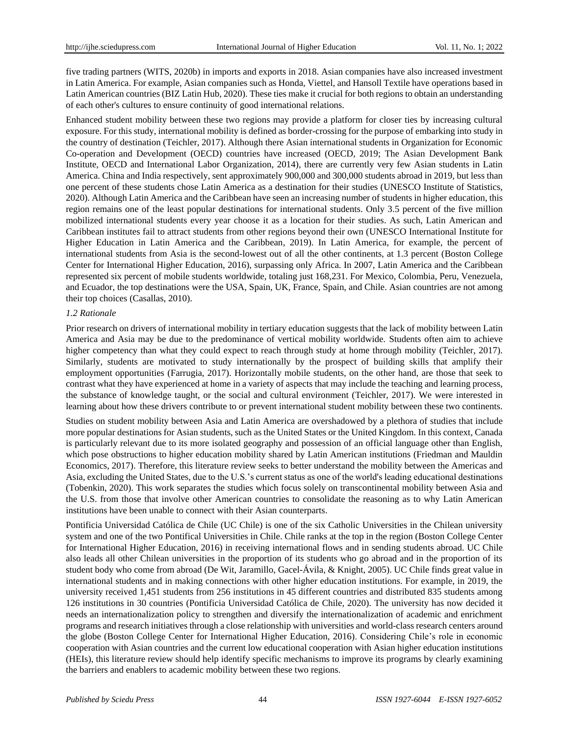five trading partners (WITS, 2020b) in imports and exports in 2018. Asian companies have also increased investment in Latin America. For example, Asian companies such as Honda, Viettel, and Hansoll Textile have operations based in Latin American countries (BIZ Latin Hub, 2020). These ties make it crucial for both regions to obtain an understanding of each other's cultures to ensure continuity of good international relations.

Enhanced student mobility between these two regions may provide a platform for closer ties by increasing cultural exposure. For this study, international mobility is defined as border-crossing for the purpose of embarking into study in the country of destination (Teichler, 2017). Although there Asian international students in Organization for Economic Co-operation and Development (OECD) countries have increased (OECD, 2019; The Asian Development Bank Institute, OECD and International Labor Organization, 2014), there are currently very few Asian students in Latin America. China and India respectively, sent approximately 900,000 and 300,000 students abroad in 2019, but less than one percent of these students chose Latin America as a destination for their studies (UNESCO Institute of Statistics, 2020). Although Latin America and the Caribbean have seen an increasing number of students in higher education, this region remains one of the least popular destinations for international students. Only 3.5 percent of the five million mobilized international students every year choose it as a location for their studies. As such, Latin American and Caribbean institutes fail to attract students from other regions beyond their own (UNESCO International Institute for Higher Education in Latin America and the Caribbean, 2019). In Latin America, for example, the percent of international students from Asia is the second-lowest out of all the other continents, at 1.3 percent (Boston College Center for International Higher Education, 2016), surpassing only Africa. In 2007, Latin America and the Caribbean represented six percent of mobile students worldwide, totaling just 168,231. For Mexico, Colombia, Peru, Venezuela, and Ecuador, the top destinations were the USA, Spain, UK, France, Spain, and Chile. Asian countries are not among their top choices (Casallas, 2010).

### *1.2 Rationale*

Prior research on drivers of international mobility in tertiary education suggests that the lack of mobility between Latin America and Asia may be due to the predominance of vertical mobility worldwide. Students often aim to achieve higher competency than what they could expect to reach through study at home through mobility (Teichler, 2017). Similarly, students are motivated to study internationally by the prospect of building skills that amplify their employment opportunities (Farrugia, 2017). Horizontally mobile students, on the other hand, are those that seek to contrast what they have experienced at home in a variety of aspects that may include the teaching and learning process, the substance of knowledge taught, or the social and cultural environment (Teichler, 2017). We were interested in learning about how these drivers contribute to or prevent international student mobility between these two continents.

Studies on student mobility between Asia and Latin America are overshadowed by a plethora of studies that include more popular destinations for Asian students, such as the United States or the United Kingdom. In this context, Canada is particularly relevant due to its more isolated geography and possession of an official language other than English, which pose obstructions to higher education mobility shared by Latin American institutions (Friedman and Mauldin Economics, 2017). Therefore, this literature review seeks to better understand the mobility between the Americas and Asia, excluding the United States, due to the U.S.'s current status as one of the world's leading educational destinations (Tobenkin, 2020). This work separates the studies which focus solely on transcontinental mobility between Asia and the U.S. from those that involve other American countries to consolidate the reasoning as to why Latin American institutions have been unable to connect with their Asian counterparts.

Pontificia Universidad Católica de Chile (UC Chile) is one of the six Catholic Universities in the Chilean university system and one of the two Pontifical Universities in Chile. Chile ranks at the top in the region (Boston College Center for International Higher Education, 2016) in receiving international flows and in sending students abroad. UC Chile also leads all other Chilean universities in the proportion of its students who go abroad and in the proportion of its student body who come from abroad (De Wit, Jaramillo, Gacel-Ávila, & Knight, 2005). UC Chile finds great value in international students and in making connections with other higher education institutions. For example, in 2019, the university received 1,451 students from 256 institutions in 45 different countries and distributed 835 students among 126 institutions in 30 countries (Pontificia Universidad Católica de Chile, 2020). The university has now decided it needs an internationalization policy to strengthen and diversify the internationalization of academic and enrichment programs and research initiatives through a close relationship with universities and world-class research centers around the globe (Boston College Center for International Higher Education, 2016). Considering Chile's role in economic cooperation with Asian countries and the current low educational cooperation with Asian higher education institutions (HEIs), this literature review should help identify specific mechanisms to improve its programs by clearly examining the barriers and enablers to academic mobility between these two regions.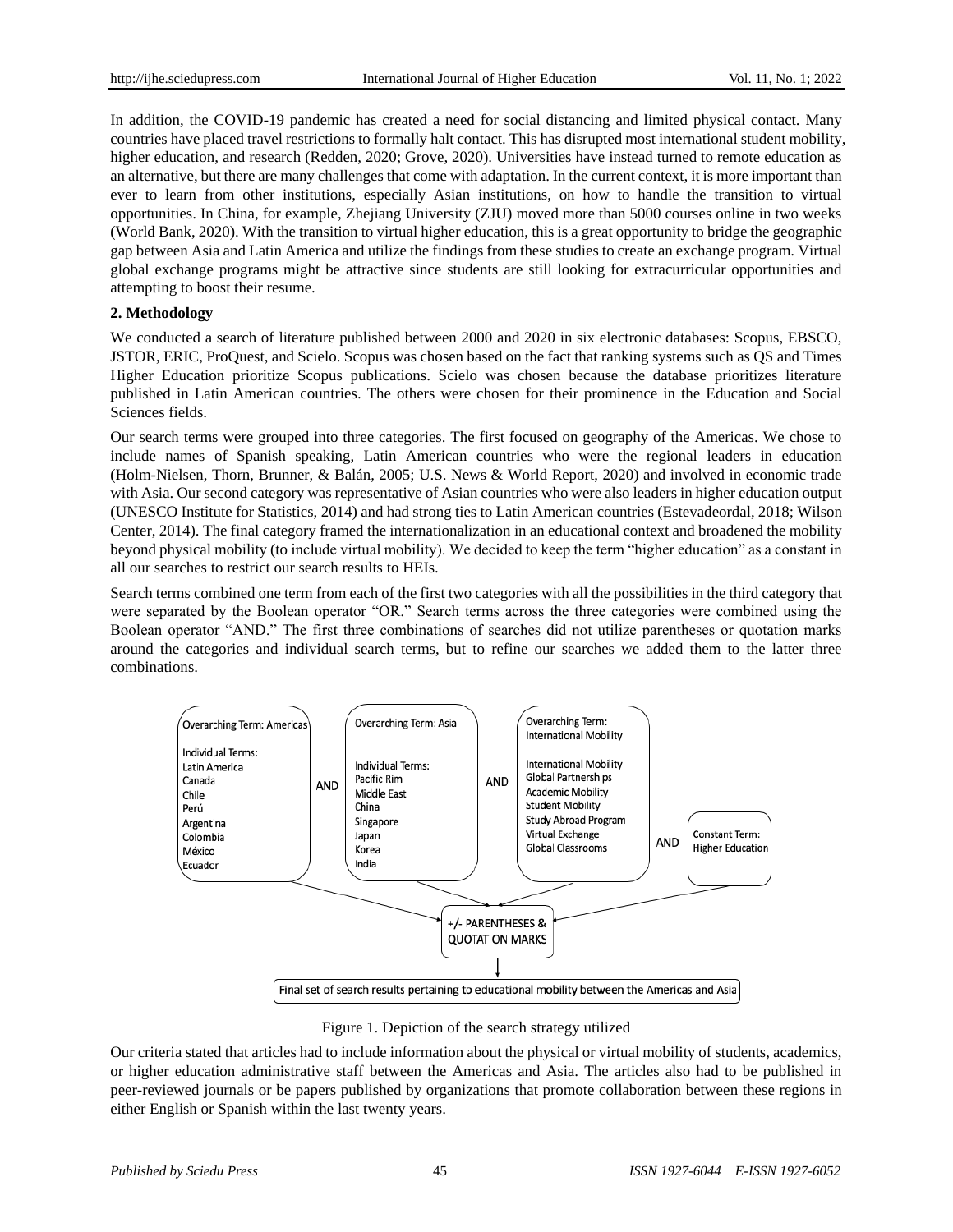In addition, the COVID-19 pandemic has created a need for social distancing and limited physical contact. Many countries have placed travel restrictions to formally halt contact. This has disrupted most international student mobility, higher education, and research (Redden, 2020; Grove, 2020). Universities have instead turned to remote education as an alternative, but there are many challenges that come with adaptation. In the current context, it is more important than ever to learn from other institutions, especially Asian institutions, on how to handle the transition to virtual opportunities. In China, for example, Zhejiang University (ZJU) moved more than 5000 courses online in two weeks (World Bank, 2020). With the transition to virtual higher education, this is a great opportunity to bridge the geographic gap between Asia and Latin America and utilize the findings from these studies to create an exchange program. Virtual global exchange programs might be attractive since students are still looking for extracurricular opportunities and attempting to boost their resume.

## 2. Methodology

We conducted a search of literature published between 2000 and 2020 in six electronic databases: Scopus, EBSCO, JSTOR, ERIC, ProQuest, and Scielo. Scopus was chosen based on the fact that ranking systems such as QS and Times Higher Education prioritize Scopus publications. Scielo was chosen because the database prioritizes literature published in Latin American countries. The others were chosen for their prominence in the Education and Social Sciences fields.

Our search terms were grouped into three categories. The first focused on geography of the Americas. We chose to include names of Spanish speaking, Latin American countries who were the regional leaders in education (Holm-Nielsen, Thorn, Brunner, & Balán, 2005; U.S. News & World Report, 2020) and involved in economic trade with Asia. Our second category was representative of Asian countries who were also leaders in higher education output (UNESCO Institute for Statistics, 2014) and had strong ties to Latin American countries (Estevadeordal, 2018; Wilson Center, 2014). The final category framed the internationalization in an educational context and broadened the mobility beyond physical mobility (to include virtual mobility). We decided to keep the term "higher education" as a constant in all our searches to restrict our search results to HEIs.

Search terms combined one term from each of the first two categories with all the possibilities in the third category that were separated by the Boolean operator "OR." Search terms across the three categories were combined using the Boolean operator "AND." The first three combinations of searches did not utilize parentheses or quotation marks around the categories and individual search terms, but to refine our searches we added them to the latter three combinations.

| Overarching Term: Americas | | Overarching Term: Asia | | Overarching Term: International Mobility | | Constant Term |
|---|---|---|---|---|---|---|
| Individual Terms: Latin America, Canada, Chile, Perú, Argentina, Colombia, México, Ecuador | AND | Individual Terms: Pacific Rim, Middle East, China, Singapore, Japan, Korea, India | AND | International Mobility, Global Partnerships, Academic Mobility, Student Mobility, Study Abroad Program, Virtual Exchange, Global Classrooms | AND | Higher Education |

→ +/- PARENTHESES & QUOTATION MARKS → Final set of search results pertaining to educational mobility between the Americas and Asia

Figure 1. Depiction of the search strategy utilized

Our criteria stated that articles had to include information about the physical or virtual mobility of students, academics, or higher education administrative staff between the Americas and Asia. The articles also had to be published in peer-reviewed journals or be papers published by organizations that promote collaboration between these regions in either English or Spanish within the last twenty years.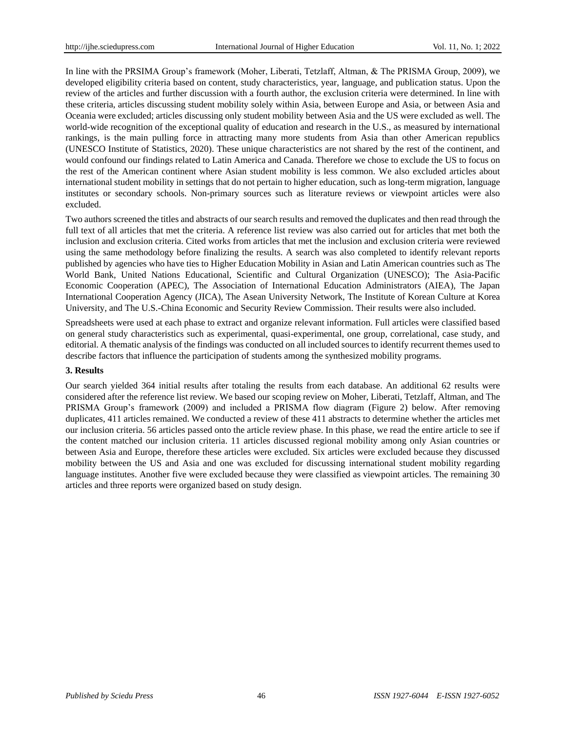In line with the PRSIMA Group's framework (Moher, Liberati, Tetzlaff, Altman, & The PRISMA Group, 2009), we developed eligibility criteria based on content, study characteristics, year, language, and publication status. Upon the review of the articles and further discussion with a fourth author, the exclusion criteria were determined. In line with these criteria, articles discussing student mobility solely within Asia, between Europe and Asia, or between Asia and Oceania were excluded; articles discussing only student mobility between Asia and the US were excluded as well. The world-wide recognition of the exceptional quality of education and research in the U.S., as measured by international rankings, is the main pulling force in attracting many more students from Asia than other American republics (UNESCO Institute of Statistics, 2020). These unique characteristics are not shared by the rest of the continent, and would confound our findings related to Latin America and Canada. Therefore we chose to exclude the US to focus on the rest of the American continent where Asian student mobility is less common. We also excluded articles about international student mobility in settings that do not pertain to higher education, such as long-term migration, language institutes or secondary schools. Non-primary sources such as literature reviews or viewpoint articles were also excluded.

Two authors screened the titles and abstracts of our search results and removed the duplicates and then read through the full text of all articles that met the criteria. A reference list review was also carried out for articles that met both the inclusion and exclusion criteria. Cited works from articles that met the inclusion and exclusion criteria were reviewed using the same methodology before finalizing the results. A search was also completed to identify relevant reports published by agencies who have ties to Higher Education Mobility in Asian and Latin American countries such as The World Bank, United Nations Educational, Scientific and Cultural Organization (UNESCO); The Asia-Pacific Economic Cooperation (APEC), The Association of International Education Administrators (AIEA), The Japan International Cooperation Agency (JICA), The Asean University Network, The Institute of Korean Culture at Korea University, and The U.S.-China Economic and Security Review Commission. Their results were also included.

Spreadsheets were used at each phase to extract and organize relevant information. Full articles were classified based on general study characteristics such as experimental, quasi-experimental, one group, correlational, case study, and editorial. A thematic analysis of the findings was conducted on all included sources to identify recurrent themes used to describe factors that influence the participation of students among the synthesized mobility programs.

## 3. Results

Our search yielded 364 initial results after totaling the results from each database. An additional 62 results were considered after the reference list review. We based our scoping review on Moher, Liberati, Tetzlaff, Altman, and The PRISMA Group's framework (2009) and included a PRISMA flow diagram (Figure 2) below. After removing duplicates, 411 articles remained. We conducted a review of these 411 abstracts to determine whether the articles met our inclusion criteria. 56 articles passed onto the article review phase. In this phase, we read the entire article to see if the content matched our inclusion criteria. 11 articles discussed regional mobility among only Asian countries or between Asia and Europe, therefore these articles were excluded. Six articles were excluded because they discussed mobility between the US and Asia and one was excluded for discussing international student mobility regarding language institutes. Another five were excluded because they were classified as viewpoint articles. The remaining 30 articles and three reports were organized based on study design.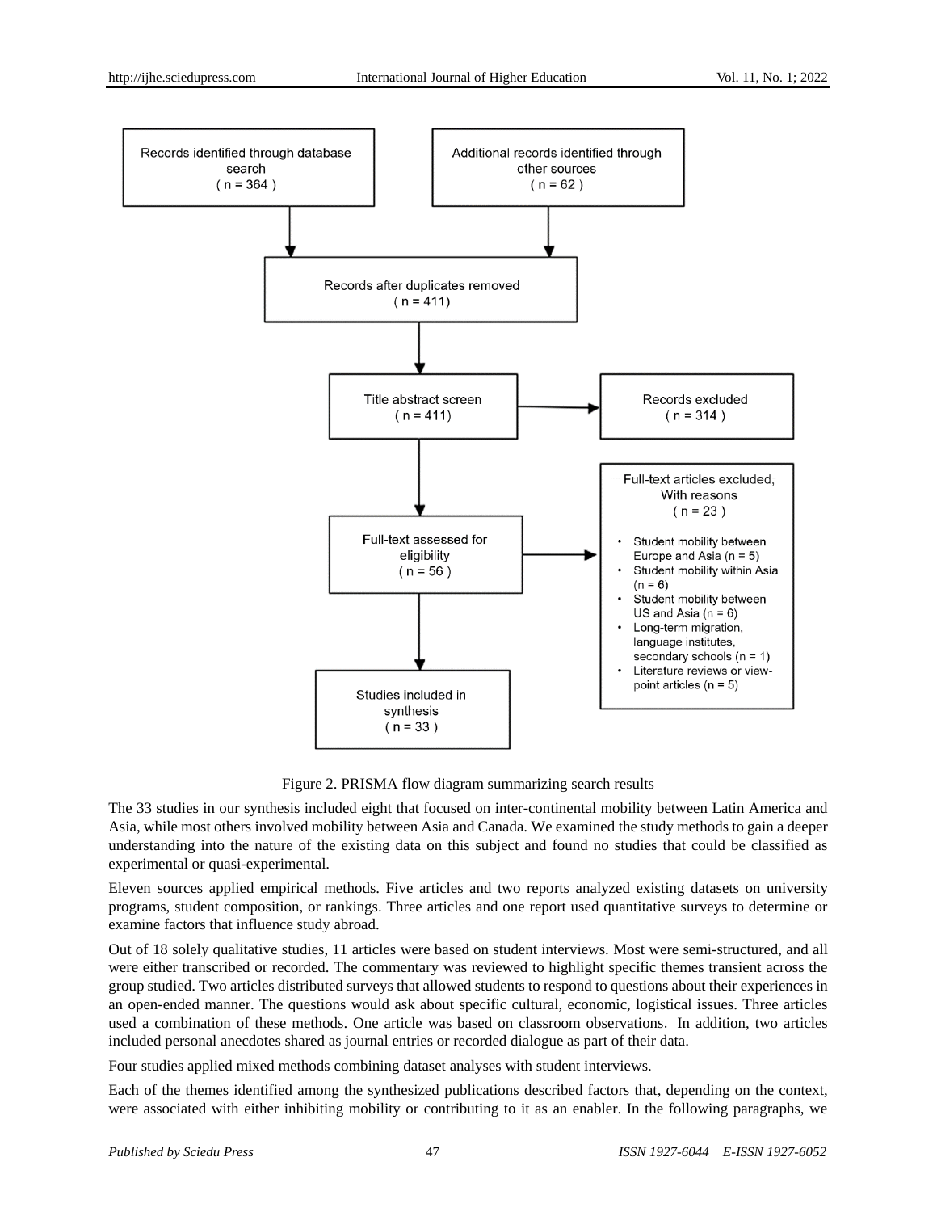Figure 2. PRISMA flow diagram summarizing search results

The 33 studies in our synthesis included eight that focused on inter-continental mobility between Latin America and Asia, while most others involved mobility between Asia and Canada. We examined the study methods to gain a deeper understanding into the nature of the existing data on this subject and found no studies that could be classified as experimental or quasi-experimental.

Eleven sources applied empirical methods. Five articles and two reports analyzed existing datasets on university programs, student composition, or rankings. Three articles and one report used quantitative surveys to determine or examine factors that influence study abroad.

Out of 18 solely qualitative studies, 11 articles were based on student interviews. Most were semi-structured, and all were either transcribed or recorded. The commentary was reviewed to highlight specific themes transient across the group studied. Two articles distributed surveys that allowed students to respond to questions about their experiences in an open-ended manner. The questions would ask about specific cultural, economic, logistical issues. Three articles used a combination of these methods. One article was based on classroom observations. In addition, two articles included personal anecdotes shared as journal entries or recorded dialogue as part of their data.

Four studies applied mixed methods-combining dataset analyses with student interviews.

Each of the themes identified among the synthesized publications described factors that, depending on the context, were associated with either inhibiting mobility or contributing to it as an enabler. In the following paragraphs, we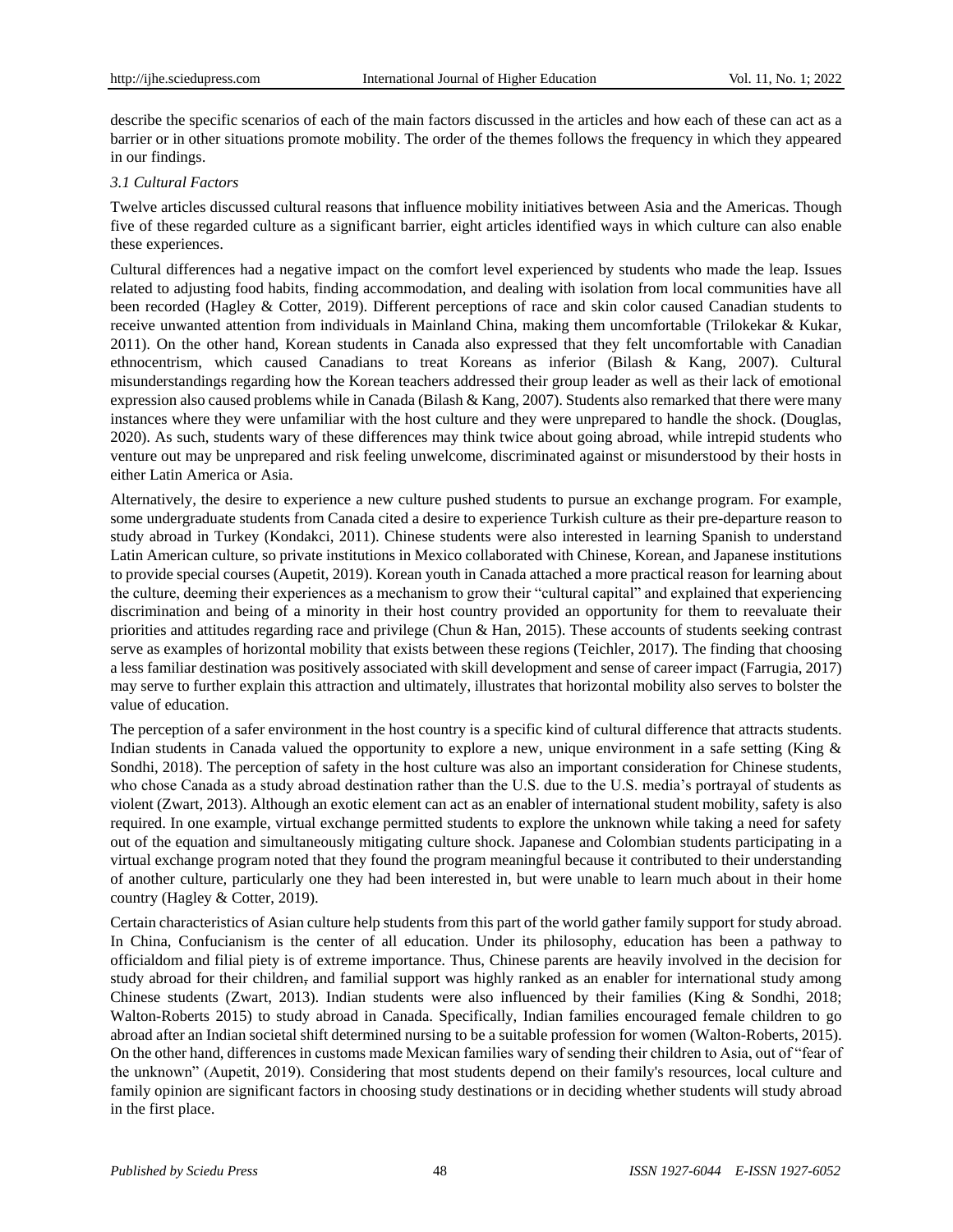describe the specific scenarios of each of the main factors discussed in the articles and how each of these can act as a barrier or in other situations promote mobility. The order of the themes follows the frequency in which they appeared in our findings.

### *3.1 Cultural Factors*

Twelve articles discussed cultural reasons that influence mobility initiatives between Asia and the Americas. Though five of these regarded culture as a significant barrier, eight articles identified ways in which culture can also enable these experiences.

Cultural differences had a negative impact on the comfort level experienced by students who made the leap. Issues related to adjusting food habits, finding accommodation, and dealing with isolation from local communities have all been recorded (Hagley & Cotter, 2019). Different perceptions of race and skin color caused Canadian students to receive unwanted attention from individuals in Mainland China, making them uncomfortable (Trilokekar & Kukar, 2011). On the other hand, Korean students in Canada also expressed that they felt uncomfortable with Canadian ethnocentrism, which caused Canadians to treat Koreans as inferior (Bilash & Kang, 2007). Cultural misunderstandings regarding how the Korean teachers addressed their group leader as well as their lack of emotional expression also caused problems while in Canada (Bilash & Kang, 2007). Students also remarked that there were many instances where they were unfamiliar with the host culture and they were unprepared to handle the shock. (Douglas, 2020). As such, students wary of these differences may think twice about going abroad, while intrepid students who venture out may be unprepared and risk feeling unwelcome, discriminated against or misunderstood by their hosts in either Latin America or Asia.

Alternatively, the desire to experience a new culture pushed students to pursue an exchange program. For example, some undergraduate students from Canada cited a desire to experience Turkish culture as their pre-departure reason to study abroad in Turkey (Kondakci, 2011). Chinese students were also interested in learning Spanish to understand Latin American culture, so private institutions in Mexico collaborated with Chinese, Korean, and Japanese institutions to provide special courses (Aupetit, 2019). Korean youth in Canada attached a more practical reason for learning about the culture, deeming their experiences as a mechanism to grow their "cultural capital" and explained that experiencing discrimination and being of a minority in their host country provided an opportunity for them to reevaluate their priorities and attitudes regarding race and privilege (Chun & Han, 2015). These accounts of students seeking contrast serve as examples of horizontal mobility that exists between these regions (Teichler, 2017). The finding that choosing a less familiar destination was positively associated with skill development and sense of career impact (Farrugia, 2017) may serve to further explain this attraction and ultimately, illustrates that horizontal mobility also serves to bolster the value of education.

The perception of a safer environment in the host country is a specific kind of cultural difference that attracts students. Indian students in Canada valued the opportunity to explore a new, unique environment in a safe setting (King & Sondhi, 2018). The perception of safety in the host culture was also an important consideration for Chinese students, who chose Canada as a study abroad destination rather than the U.S. due to the U.S. media's portrayal of students as violent (Zwart, 2013). Although an exotic element can act as an enabler of international student mobility, safety is also required. In one example, virtual exchange permitted students to explore the unknown while taking a need for safety out of the equation and simultaneously mitigating culture shock. Japanese and Colombian students participating in a virtual exchange program noted that they found the program meaningful because it contributed to their understanding of another culture, particularly one they had been interested in, but were unable to learn much about in their home country (Hagley & Cotter, 2019).

Certain characteristics of Asian culture help students from this part of the world gather family support for study abroad. In China, Confucianism is the center of all education. Under its philosophy, education has been a pathway to officialdom and filial piety is of extreme importance. Thus, Chinese parents are heavily involved in the decision for study abroad for their children, and familial support was highly ranked as an enabler for international study among Chinese students (Zwart, 2013). Indian students were also influenced by their families (King & Sondhi, 2018; Walton-Roberts 2015) to study abroad in Canada. Specifically, Indian families encouraged female children to go abroad after an Indian societal shift determined nursing to be a suitable profession for women (Walton-Roberts, 2015). On the other hand, differences in customs made Mexican families wary of sending their children to Asia, out of "fear of the unknown" (Aupetit, 2019). Considering that most students depend on their family's resources, local culture and family opinion are significant factors in choosing study destinations or in deciding whether students will study abroad in the first place.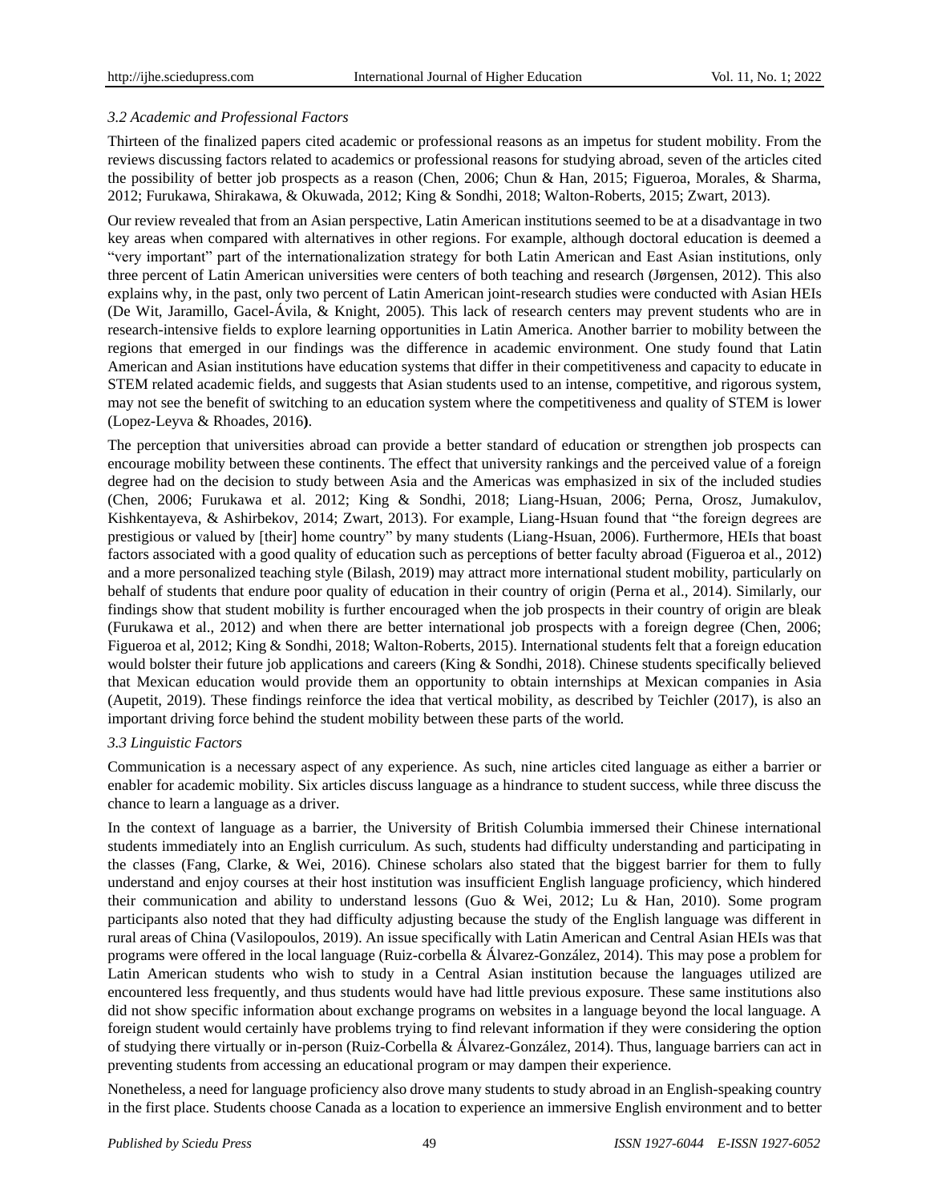### 3.2 Academic and Professional Factors

Thirteen of the finalized papers cited academic or professional reasons as an impetus for student mobility. From the reviews discussing factors related to academics or professional reasons for studying abroad, seven of the articles cited the possibility of better job prospects as a reason (Chen, 2006; Chun & Han, 2015; Figueroa, Morales, & Sharma, 2012; Furukawa, Shirakawa, & Okuwada, 2012; King & Sondhi, 2018; Walton-Roberts, 2015; Zwart, 2013).

Our review revealed that from an Asian perspective, Latin American institutions seemed to be at a disadvantage in two key areas when compared with alternatives in other regions. For example, although doctoral education is deemed a "very important" part of the internationalization strategy for both Latin American and East Asian institutions, only three percent of Latin American universities were centers of both teaching and research (Jørgensen, 2012). This also explains why, in the past, only two percent of Latin American joint-research studies were conducted with Asian HEIs (De Wit, Jaramillo, Gacel-Ávila, & Knight, 2005). This lack of research centers may prevent students who are in research-intensive fields to explore learning opportunities in Latin America. Another barrier to mobility between the regions that emerged in our findings was the difference in academic environment. One study found that Latin American and Asian institutions have education systems that differ in their competitiveness and capacity to educate in STEM related academic fields, and suggests that Asian students used to an intense, competitive, and rigorous system, may not see the benefit of switching to an education system where the competitiveness and quality of STEM is lower (Lopez-Leyva & Rhoades, 2016**)**.

The perception that universities abroad can provide a better standard of education or strengthen job prospects can encourage mobility between these continents. The effect that university rankings and the perceived value of a foreign degree had on the decision to study between Asia and the Americas was emphasized in six of the included studies (Chen, 2006; Furukawa et al. 2012; King & Sondhi, 2018; Liang-Hsuan, 2006; Perna, Orosz, Jumakulov, Kishkentayeva, & Ashirbekov, 2014; Zwart, 2013). For example, Liang-Hsuan found that "the foreign degrees are prestigious or valued by [their] home country" by many students (Liang-Hsuan, 2006). Furthermore, HEIs that boast factors associated with a good quality of education such as perceptions of better faculty abroad (Figueroa et al., 2012) and a more personalized teaching style (Bilash, 2019) may attract more international student mobility, particularly on behalf of students that endure poor quality of education in their country of origin (Perna et al., 2014). Similarly, our findings show that student mobility is further encouraged when the job prospects in their country of origin are bleak (Furukawa et al., 2012) and when there are better international job prospects with a foreign degree (Chen, 2006; Figueroa et al, 2012; King & Sondhi, 2018; Walton-Roberts, 2015). International students felt that a foreign education would bolster their future job applications and careers (King & Sondhi, 2018). Chinese students specifically believed that Mexican education would provide them an opportunity to obtain internships at Mexican companies in Asia (Aupetit, 2019). These findings reinforce the idea that vertical mobility, as described by Teichler (2017), is also an important driving force behind the student mobility between these parts of the world.

### 3.3 Linguistic Factors

Communication is a necessary aspect of any experience. As such, nine articles cited language as either a barrier or enabler for academic mobility. Six articles discuss language as a hindrance to student success, while three discuss the chance to learn a language as a driver.

In the context of language as a barrier, the University of British Columbia immersed their Chinese international students immediately into an English curriculum. As such, students had difficulty understanding and participating in the classes (Fang, Clarke, & Wei, 2016). Chinese scholars also stated that the biggest barrier for them to fully understand and enjoy courses at their host institution was insufficient English language proficiency, which hindered their communication and ability to understand lessons (Guo & Wei, 2012; Lu & Han, 2010). Some program participants also noted that they had difficulty adjusting because the study of the English language was different in rural areas of China (Vasilopoulos, 2019). An issue specifically with Latin American and Central Asian HEIs was that programs were offered in the local language (Ruiz-corbella & Álvarez-González, 2014). This may pose a problem for Latin American students who wish to study in a Central Asian institution because the languages utilized are encountered less frequently, and thus students would have had little previous exposure. These same institutions also did not show specific information about exchange programs on websites in a language beyond the local language. A foreign student would certainly have problems trying to find relevant information if they were considering the option of studying there virtually or in-person (Ruiz-Corbella & Álvarez-González, 2014). Thus, language barriers can act in preventing students from accessing an educational program or may dampen their experience.

Nonetheless, a need for language proficiency also drove many students to study abroad in an English-speaking country in the first place. Students choose Canada as a location to experience an immersive English environment and to better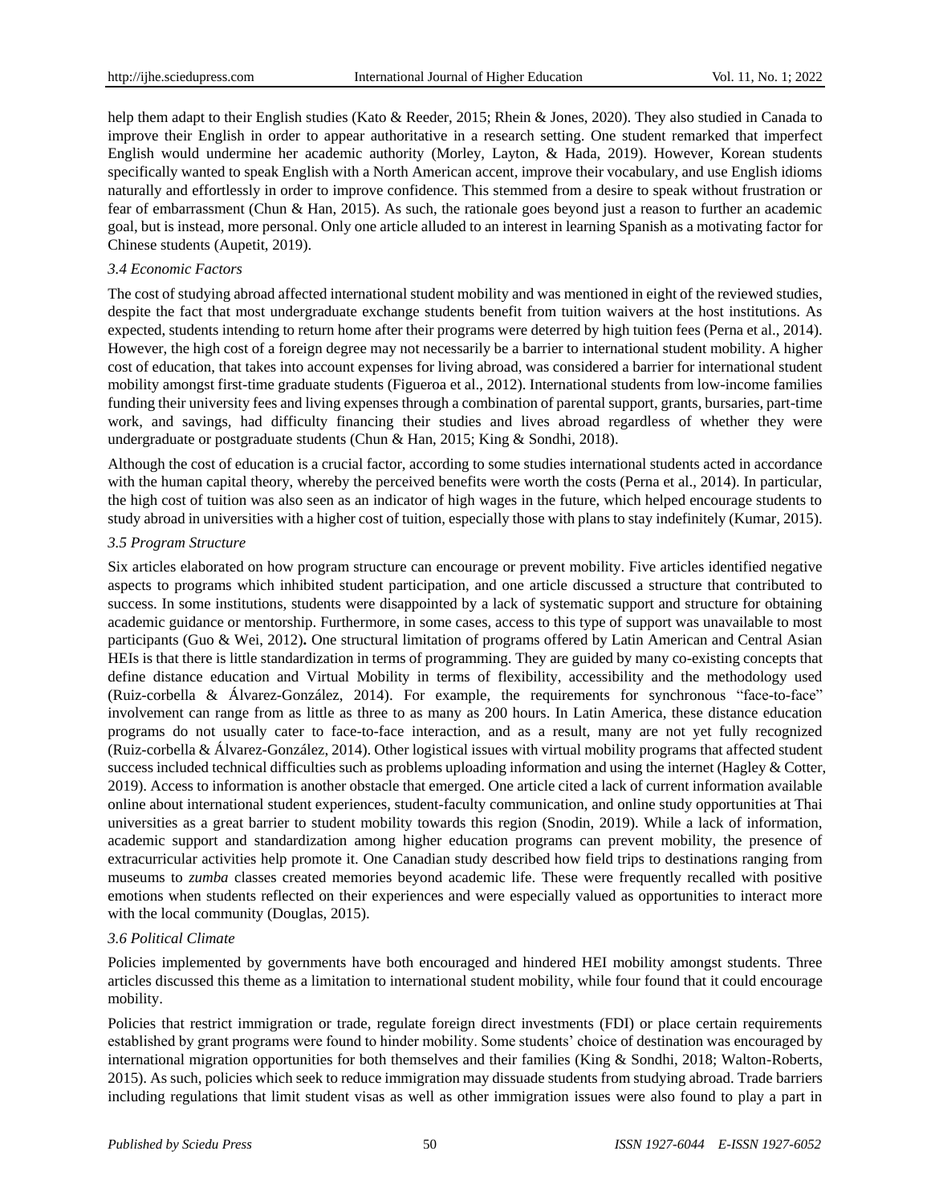help them adapt to their English studies (Kato & Reeder, 2015; Rhein & Jones, 2020). They also studied in Canada to improve their English in order to appear authoritative in a research setting. One student remarked that imperfect English would undermine her academic authority (Morley, Layton, & Hada, 2019). However, Korean students specifically wanted to speak English with a North American accent, improve their vocabulary, and use English idioms naturally and effortlessly in order to improve confidence. This stemmed from a desire to speak without frustration or fear of embarrassment (Chun & Han, 2015). As such, the rationale goes beyond just a reason to further an academic goal, but is instead, more personal. Only one article alluded to an interest in learning Spanish as a motivating factor for Chinese students (Aupetit, 2019).

### *3.4 Economic Factors*

The cost of studying abroad affected international student mobility and was mentioned in eight of the reviewed studies, despite the fact that most undergraduate exchange students benefit from tuition waivers at the host institutions. As expected, students intending to return home after their programs were deterred by high tuition fees (Perna et al., 2014). However, the high cost of a foreign degree may not necessarily be a barrier to international student mobility. A higher cost of education, that takes into account expenses for living abroad, was considered a barrier for international student mobility amongst first-time graduate students (Figueroa et al., 2012). International students from low-income families funding their university fees and living expenses through a combination of parental support, grants, bursaries, part-time work, and savings, had difficulty financing their studies and lives abroad regardless of whether they were undergraduate or postgraduate students (Chun & Han, 2015; King & Sondhi, 2018).

Although the cost of education is a crucial factor, according to some studies international students acted in accordance with the human capital theory, whereby the perceived benefits were worth the costs (Perna et al., 2014). In particular, the high cost of tuition was also seen as an indicator of high wages in the future, which helped encourage students to study abroad in universities with a higher cost of tuition, especially those with plans to stay indefinitely (Kumar, 2015).

### *3.5 Program Structure*

Six articles elaborated on how program structure can encourage or prevent mobility. Five articles identified negative aspects to programs which inhibited student participation, and one article discussed a structure that contributed to success. In some institutions, students were disappointed by a lack of systematic support and structure for obtaining academic guidance or mentorship. Furthermore, in some cases, access to this type of support was unavailable to most participants (Guo & Wei, 2012). One structural limitation of programs offered by Latin American and Central Asian HEIs is that there is little standardization in terms of programming. They are guided by many co-existing concepts that define distance education and Virtual Mobility in terms of flexibility, accessibility and the methodology used (Ruiz-corbella & Álvarez-González, 2014). For example, the requirements for synchronous "face-to-face" involvement can range from as little as three to as many as 200 hours. In Latin America, these distance education programs do not usually cater to face-to-face interaction, and as a result, many are not yet fully recognized (Ruiz-corbella & Álvarez-González, 2014). Other logistical issues with virtual mobility programs that affected student success included technical difficulties such as problems uploading information and using the internet (Hagley & Cotter, 2019). Access to information is another obstacle that emerged. One article cited a lack of current information available online about international student experiences, student-faculty communication, and online study opportunities at Thai universities as a great barrier to student mobility towards this region (Snodin, 2019). While a lack of information, academic support and standardization among higher education programs can prevent mobility, the presence of extracurricular activities help promote it. One Canadian study described how field trips to destinations ranging from museums to *zumba* classes created memories beyond academic life. These were frequently recalled with positive emotions when students reflected on their experiences and were especially valued as opportunities to interact more with the local community (Douglas, 2015).

### *3.6 Political Climate*

Policies implemented by governments have both encouraged and hindered HEI mobility amongst students. Three articles discussed this theme as a limitation to international student mobility, while four found that it could encourage mobility.

Policies that restrict immigration or trade, regulate foreign direct investments (FDI) or place certain requirements established by grant programs were found to hinder mobility. Some students' choice of destination was encouraged by international migration opportunities for both themselves and their families (King & Sondhi, 2018; Walton-Roberts, 2015). As such, policies which seek to reduce immigration may dissuade students from studying abroad. Trade barriers including regulations that limit student visas as well as other immigration issues were also found to play a part in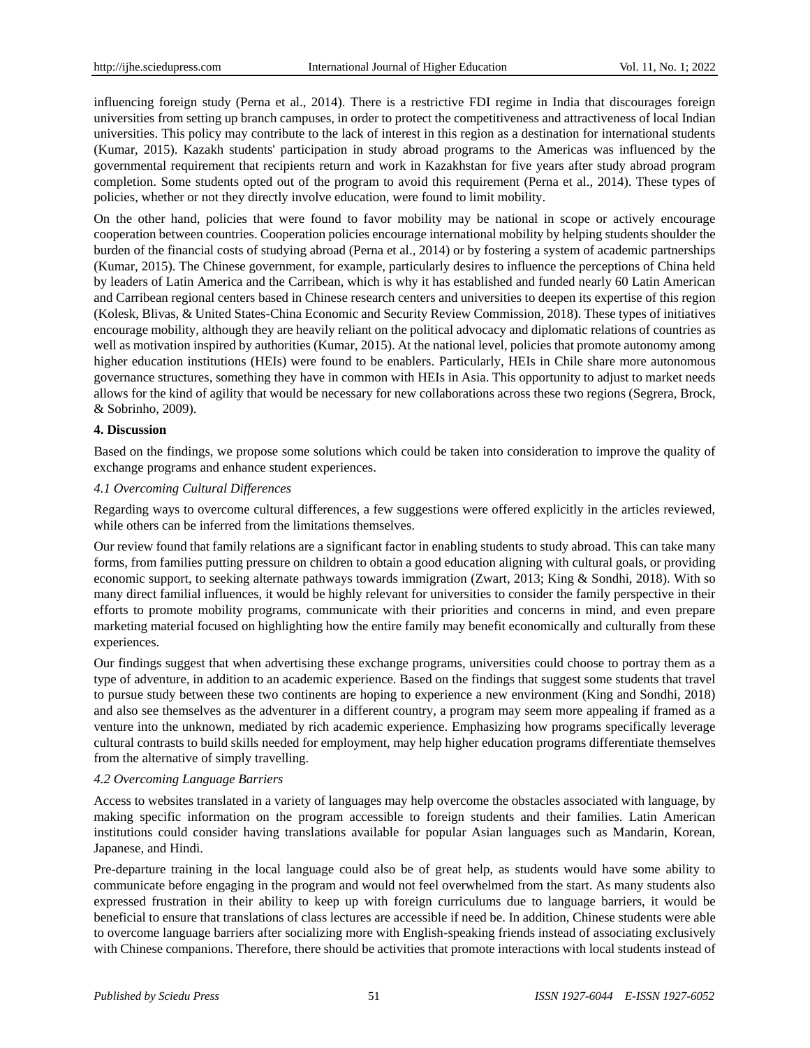influencing foreign study (Perna et al., 2014). There is a restrictive FDI regime in India that discourages foreign universities from setting up branch campuses, in order to protect the competitiveness and attractiveness of local Indian universities. This policy may contribute to the lack of interest in this region as a destination for international students (Kumar, 2015). Kazakh students' participation in study abroad programs to the Americas was influenced by the governmental requirement that recipients return and work in Kazakhstan for five years after study abroad program completion. Some students opted out of the program to avoid this requirement (Perna et al., 2014). These types of policies, whether or not they directly involve education, were found to limit mobility.

On the other hand, policies that were found to favor mobility may be national in scope or actively encourage cooperation between countries. Cooperation policies encourage international mobility by helping students shoulder the burden of the financial costs of studying abroad (Perna et al., 2014) or by fostering a system of academic partnerships (Kumar, 2015). The Chinese government, for example, particularly desires to influence the perceptions of China held by leaders of Latin America and the Carribean, which is why it has established and funded nearly 60 Latin American and Carribean regional centers based in Chinese research centers and universities to deepen its expertise of this region (Kolesk, Blivas, & United States-China Economic and Security Review Commission, 2018). These types of initiatives encourage mobility, although they are heavily reliant on the political advocacy and diplomatic relations of countries as well as motivation inspired by authorities (Kumar, 2015). At the national level, policies that promote autonomy among higher education institutions (HEIs) were found to be enablers. Particularly, HEIs in Chile share more autonomous governance structures, something they have in common with HEIs in Asia. This opportunity to adjust to market needs allows for the kind of agility that would be necessary for new collaborations across these two regions (Segrera, Brock, & Sobrinho, 2009).

## 4. Discussion

Based on the findings, we propose some solutions which could be taken into consideration to improve the quality of exchange programs and enhance student experiences.

### *4.1 Overcoming Cultural Differences*

Regarding ways to overcome cultural differences, a few suggestions were offered explicitly in the articles reviewed, while others can be inferred from the limitations themselves.

Our review found that family relations are a significant factor in enabling students to study abroad. This can take many forms, from families putting pressure on children to obtain a good education aligning with cultural goals, or providing economic support, to seeking alternate pathways towards immigration (Zwart, 2013; King & Sondhi, 2018). With so many direct familial influences, it would be highly relevant for universities to consider the family perspective in their efforts to promote mobility programs, communicate with their priorities and concerns in mind, and even prepare marketing material focused on highlighting how the entire family may benefit economically and culturally from these experiences.

Our findings suggest that when advertising these exchange programs, universities could choose to portray them as a type of adventure, in addition to an academic experience. Based on the findings that suggest some students that travel to pursue study between these two continents are hoping to experience a new environment (King and Sondhi, 2018) and also see themselves as the adventurer in a different country, a program may seem more appealing if framed as a venture into the unknown, mediated by rich academic experience. Emphasizing how programs specifically leverage cultural contrasts to build skills needed for employment, may help higher education programs differentiate themselves from the alternative of simply travelling.

### *4.2 Overcoming Language Barriers*

Access to websites translated in a variety of languages may help overcome the obstacles associated with language, by making specific information on the program accessible to foreign students and their families. Latin American institutions could consider having translations available for popular Asian languages such as Mandarin, Korean, Japanese, and Hindi.

Pre-departure training in the local language could also be of great help, as students would have some ability to communicate before engaging in the program and would not feel overwhelmed from the start. As many students also expressed frustration in their ability to keep up with foreign curriculums due to language barriers, it would be beneficial to ensure that translations of class lectures are accessible if need be. In addition, Chinese students were able to overcome language barriers after socializing more with English-speaking friends instead of associating exclusively with Chinese companions. Therefore, there should be activities that promote interactions with local students instead of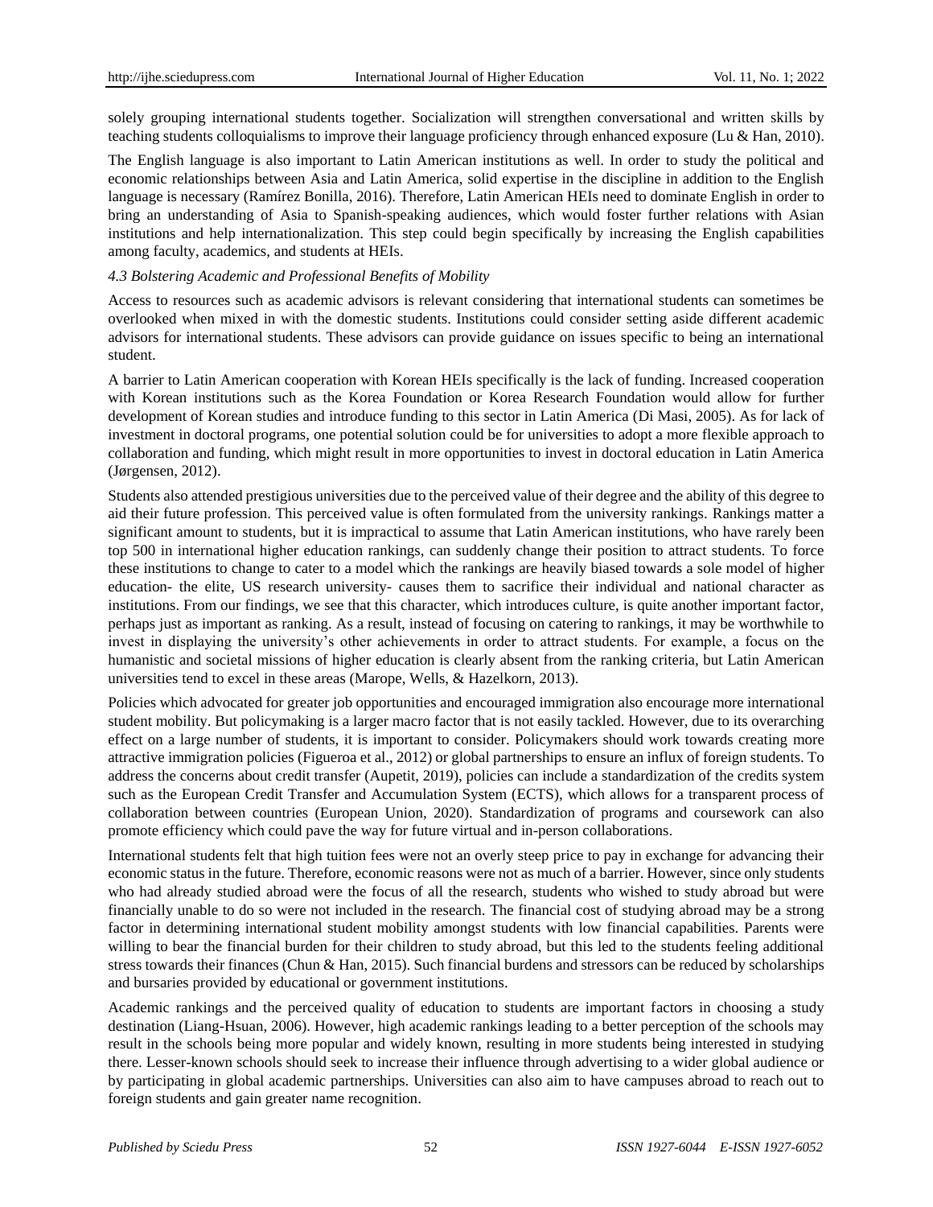solely grouping international students together. Socialization will strengthen conversational and written skills by teaching students colloquialisms to improve their language proficiency through enhanced exposure (Lu & Han, 2010).

The English language is also important to Latin American institutions as well. In order to study the political and economic relationships between Asia and Latin America, solid expertise in the discipline in addition to the English language is necessary (Ramírez Bonilla, 2016). Therefore, Latin American HEIs need to dominate English in order to bring an understanding of Asia to Spanish-speaking audiences, which would foster further relations with Asian institutions and help internationalization. This step could begin specifically by increasing the English capabilities among faculty, academics, and students at HEIs.

### *4.3 Bolstering Academic and Professional Benefits of Mobility*

Access to resources such as academic advisors is relevant considering that international students can sometimes be overlooked when mixed in with the domestic students. Institutions could consider setting aside different academic advisors for international students. These advisors can provide guidance on issues specific to being an international student.

A barrier to Latin American cooperation with Korean HEIs specifically is the lack of funding. Increased cooperation with Korean institutions such as the Korea Foundation or Korea Research Foundation would allow for further development of Korean studies and introduce funding to this sector in Latin America (Di Masi, 2005). As for lack of investment in doctoral programs, one potential solution could be for universities to adopt a more flexible approach to collaboration and funding, which might result in more opportunities to invest in doctoral education in Latin America (Jørgensen, 2012).

Students also attended prestigious universities due to the perceived value of their degree and the ability of this degree to aid their future profession. This perceived value is often formulated from the university rankings. Rankings matter a significant amount to students, but it is impractical to assume that Latin American institutions, who have rarely been top 500 in international higher education rankings, can suddenly change their position to attract students. To force these institutions to change to cater to a model which the rankings are heavily biased towards a sole model of higher education- the elite, US research university- causes them to sacrifice their individual and national character as institutions. From our findings, we see that this character, which introduces culture, is quite another important factor, perhaps just as important as ranking. As a result, instead of focusing on catering to rankings, it may be worthwhile to invest in displaying the university's other achievements in order to attract students. For example, a focus on the humanistic and societal missions of higher education is clearly absent from the ranking criteria, but Latin American universities tend to excel in these areas (Marope, Wells, & Hazelkorn, 2013).

Policies which advocated for greater job opportunities and encouraged immigration also encourage more international student mobility. But policymaking is a larger macro factor that is not easily tackled. However, due to its overarching effect on a large number of students, it is important to consider. Policymakers should work towards creating more attractive immigration policies (Figueroa et al., 2012) or global partnerships to ensure an influx of foreign students. To address the concerns about credit transfer (Aupetit, 2019), policies can include a standardization of the credits system such as the European Credit Transfer and Accumulation System (ECTS), which allows for a transparent process of collaboration between countries (European Union, 2020). Standardization of programs and coursework can also promote efficiency which could pave the way for future virtual and in-person collaborations.

International students felt that high tuition fees were not an overly steep price to pay in exchange for advancing their economic status in the future. Therefore, economic reasons were not as much of a barrier. However, since only students who had already studied abroad were the focus of all the research, students who wished to study abroad but were financially unable to do so were not included in the research. The financial cost of studying abroad may be a strong factor in determining international student mobility amongst students with low financial capabilities. Parents were willing to bear the financial burden for their children to study abroad, but this led to the students feeling additional stress towards their finances (Chun & Han, 2015). Such financial burdens and stressors can be reduced by scholarships and bursaries provided by educational or government institutions.

Academic rankings and the perceived quality of education to students are important factors in choosing a study destination (Liang-Hsuan, 2006). However, high academic rankings leading to a better perception of the schools may result in the schools being more popular and widely known, resulting in more students being interested in studying there. Lesser-known schools should seek to increase their influence through advertising to a wider global audience or by participating in global academic partnerships. Universities can also aim to have campuses abroad to reach out to foreign students and gain greater name recognition.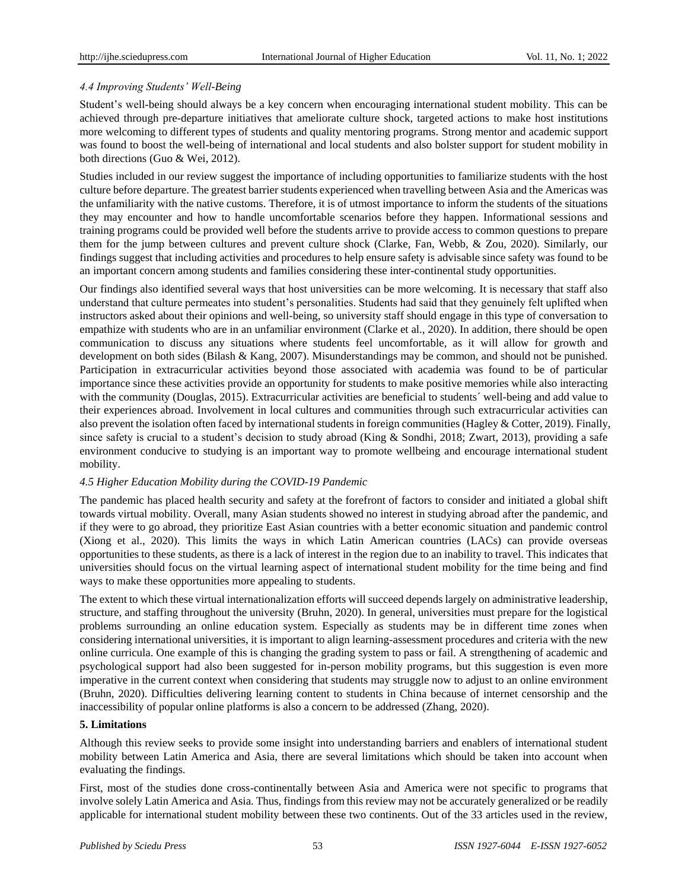### *4.4 Improving Students' Well-Being*

Student's well-being should always be a key concern when encouraging international student mobility. This can be achieved through pre-departure initiatives that ameliorate culture shock, targeted actions to make host institutions more welcoming to different types of students and quality mentoring programs. Strong mentor and academic support was found to boost the well-being of international and local students and also bolster support for student mobility in both directions (Guo & Wei, 2012).

Studies included in our review suggest the importance of including opportunities to familiarize students with the host culture before departure. The greatest barrier students experienced when travelling between Asia and the Americas was the unfamiliarity with the native customs. Therefore, it is of utmost importance to inform the students of the situations they may encounter and how to handle uncomfortable scenarios before they happen. Informational sessions and training programs could be provided well before the students arrive to provide access to common questions to prepare them for the jump between cultures and prevent culture shock (Clarke, Fan, Webb, & Zou, 2020). Similarly, our findings suggest that including activities and procedures to help ensure safety is advisable since safety was found to be an important concern among students and families considering these inter-continental study opportunities.

Our findings also identified several ways that host universities can be more welcoming. It is necessary that staff also understand that culture permeates into student's personalities. Students had said that they genuinely felt uplifted when instructors asked about their opinions and well-being, so university staff should engage in this type of conversation to empathize with students who are in an unfamiliar environment (Clarke et al., 2020). In addition, there should be open communication to discuss any situations where students feel uncomfortable, as it will allow for growth and development on both sides (Bilash & Kang, 2007). Misunderstandings may be common, and should not be punished. Participation in extracurricular activities beyond those associated with academia was found to be of particular importance since these activities provide an opportunity for students to make positive memories while also interacting with the community (Douglas, 2015). Extracurricular activities are beneficial to students´ well-being and add value to their experiences abroad. Involvement in local cultures and communities through such extracurricular activities can also prevent the isolation often faced by international students in foreign communities (Hagley & Cotter, 2019). Finally, since safety is crucial to a student's decision to study abroad (King & Sondhi, 2018; Zwart, 2013), providing a safe environment conducive to studying is an important way to promote wellbeing and encourage international student mobility.

### *4.5 Higher Education Mobility during the COVID-19 Pandemic*

The pandemic has placed health security and safety at the forefront of factors to consider and initiated a global shift towards virtual mobility. Overall, many Asian students showed no interest in studying abroad after the pandemic, and if they were to go abroad, they prioritize East Asian countries with a better economic situation and pandemic control (Xiong et al., 2020). This limits the ways in which Latin American countries (LACs) can provide overseas opportunities to these students, as there is a lack of interest in the region due to an inability to travel. This indicates that universities should focus on the virtual learning aspect of international student mobility for the time being and find ways to make these opportunities more appealing to students.

The extent to which these virtual internationalization efforts will succeed depends largely on administrative leadership, structure, and staffing throughout the university (Bruhn, 2020). In general, universities must prepare for the logistical problems surrounding an online education system. Especially as students may be in different time zones when considering international universities, it is important to align learning-assessment procedures and criteria with the new online curricula. One example of this is changing the grading system to pass or fail. A strengthening of academic and psychological support had also been suggested for in-person mobility programs, but this suggestion is even more imperative in the current context when considering that students may struggle now to adjust to an online environment (Bruhn, 2020). Difficulties delivering learning content to students in China because of internet censorship and the inaccessibility of popular online platforms is also a concern to be addressed (Zhang, 2020).

## 5. Limitations

Although this review seeks to provide some insight into understanding barriers and enablers of international student mobility between Latin America and Asia, there are several limitations which should be taken into account when evaluating the findings.

First, most of the studies done cross-continentally between Asia and America were not specific to programs that involve solely Latin America and Asia. Thus, findings from this review may not be accurately generalized or be readily applicable for international student mobility between these two continents. Out of the 33 articles used in the review,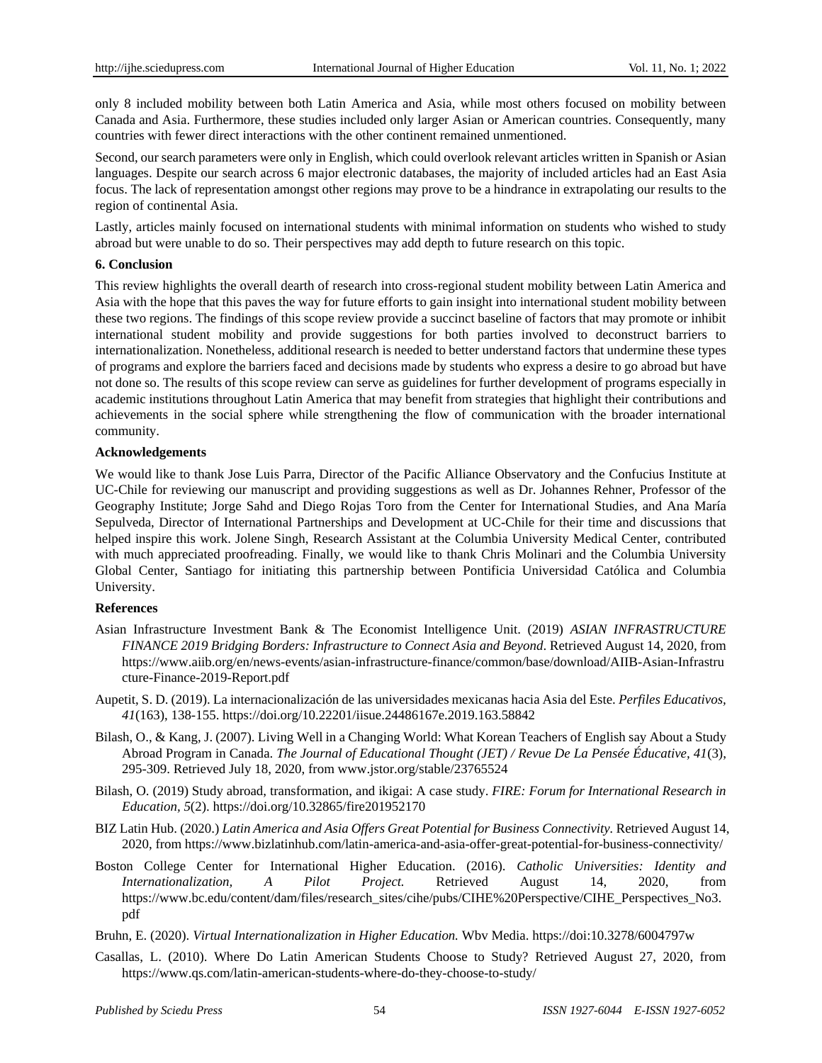only 8 included mobility between both Latin America and Asia, while most others focused on mobility between Canada and Asia. Furthermore, these studies included only larger Asian or American countries. Consequently, many countries with fewer direct interactions with the other continent remained unmentioned.

Second, our search parameters were only in English, which could overlook relevant articles written in Spanish or Asian languages. Despite our search across 6 major electronic databases, the majority of included articles had an East Asia focus. The lack of representation amongst other regions may prove to be a hindrance in extrapolating our results to the region of continental Asia.

Lastly, articles mainly focused on international students with minimal information on students who wished to study abroad but were unable to do so. Their perspectives may add depth to future research on this topic.

## 6. Conclusion

This review highlights the overall dearth of research into cross-regional student mobility between Latin America and Asia with the hope that this paves the way for future efforts to gain insight into international student mobility between these two regions. The findings of this scope review provide a succinct baseline of factors that may promote or inhibit international student mobility and provide suggestions for both parties involved to deconstruct barriers to internationalization. Nonetheless, additional research is needed to better understand factors that undermine these types of programs and explore the barriers faced and decisions made by students who express a desire to go abroad but have not done so. The results of this scope review can serve as guidelines for further development of programs especially in academic institutions throughout Latin America that may benefit from strategies that highlight their contributions and achievements in the social sphere while strengthening the flow of communication with the broader international community.

## Acknowledgements

We would like to thank Jose Luis Parra, Director of the Pacific Alliance Observatory and the Confucius Institute at UC-Chile for reviewing our manuscript and providing suggestions as well as Dr. Johannes Rehner, Professor of the Geography Institute; Jorge Sahd and Diego Rojas Toro from the Center for International Studies, and Ana María Sepulveda, Director of International Partnerships and Development at UC-Chile for their time and discussions that helped inspire this work. Jolene Singh, Research Assistant at the Columbia University Medical Center, contributed with much appreciated proofreading. Finally, we would like to thank Chris Molinari and the Columbia University Global Center, Santiago for initiating this partnership between Pontificia Universidad Católica and Columbia University.

## References

Asian Infrastructure Investment Bank & The Economist Intelligence Unit. (2019) *ASIAN INFRASTRUCTURE FINANCE 2019 Bridging Borders: Infrastructure to Connect Asia and Beyond*. Retrieved August 14, 2020, from https://www.aiib.org/en/news-events/asian-infrastructure-finance/common/base/download/AIIB-Asian-Infrastructure-Finance-2019-Report.pdf

Aupetit, S. D. (2019). La internacionalización de las universidades mexicanas hacia Asia del Este. *Perfiles Educativos, 41*(163), 138-155. https://doi.org/10.22201/iisue.24486167e.2019.163.58842

Bilash, O., & Kang, J. (2007). Living Well in a Changing World: What Korean Teachers of English say About a Study Abroad Program in Canada. *The Journal of Educational Thought (JET) / Revue De La Pensée Éducative, 41*(3), 295-309. Retrieved July 18, 2020, from www.jstor.org/stable/23765524

Bilash, O. (2019) Study abroad, transformation, and ikigai: A case study. *FIRE: Forum for International Research in Education, 5*(2). https://doi.org/10.32865/fire201952170

BIZ Latin Hub. (2020.) *Latin America and Asia Offers Great Potential for Business Connectivity.* Retrieved August 14, 2020, from https://www.bizlatinhub.com/latin-america-and-asia-offer-great-potential-for-business-connectivity/

Boston College Center for International Higher Education. (2016). *Catholic Universities: Identity and Internationalization, A Pilot Project.* Retrieved August 14, 2020, from https://www.bc.edu/content/dam/files/research_sites/cihe/pubs/CIHE%20Perspective/CIHE_Perspectives_No3.pdf

Bruhn, E. (2020). *Virtual Internationalization in Higher Education.* Wbv Media. https://doi:10.3278/6004797w

Casallas, L. (2010). Where Do Latin American Students Choose to Study? Retrieved August 27, 2020, from https://www.qs.com/latin-american-students-where-do-they-choose-to-study/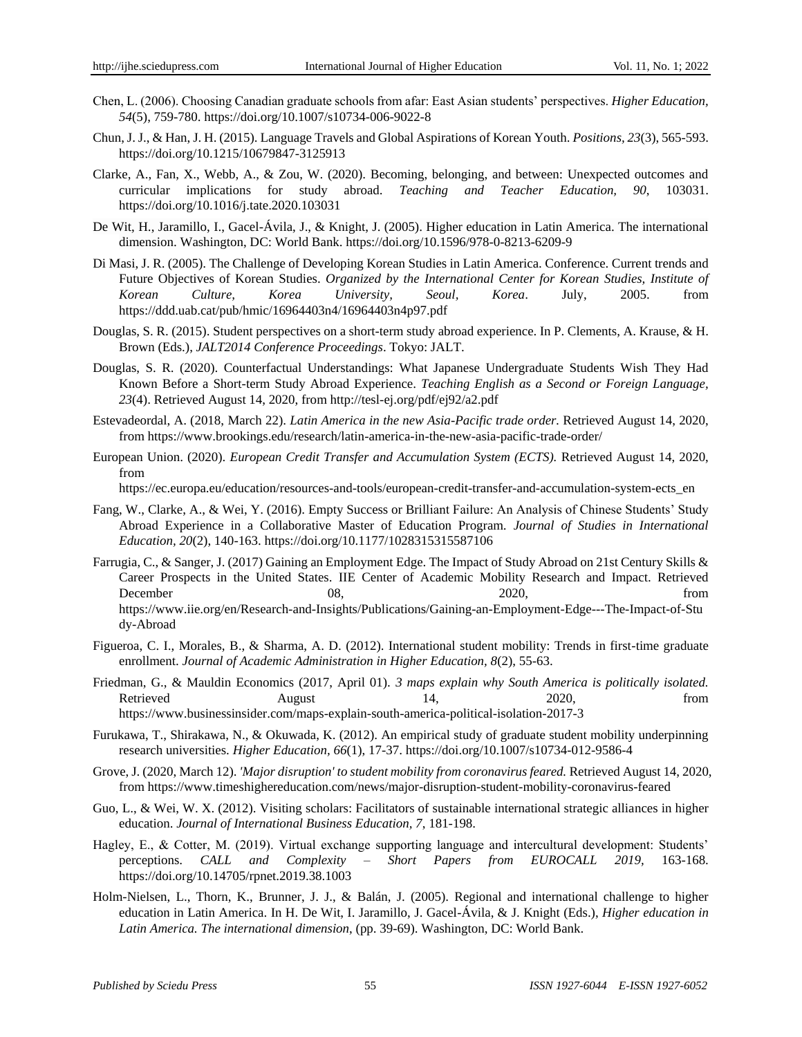Chen, L. (2006). Choosing Canadian graduate schools from afar: East Asian students' perspectives. *Higher Education, 54*(5), 759-780. https://doi.org/10.1007/s10734-006-9022-8

Chun, J. J., & Han, J. H. (2015). Language Travels and Global Aspirations of Korean Youth. *Positions, 23*(3), 565-593. https://doi.org/10.1215/10679847-3125913

Clarke, A., Fan, X., Webb, A., & Zou, W. (2020). Becoming, belonging, and between: Unexpected outcomes and curricular implications for study abroad. *Teaching and Teacher Education, 90*, 103031. https://doi.org/10.1016/j.tate.2020.103031

De Wit, H., Jaramillo, I., Gacel-Ávila, J., & Knight, J. (2005). Higher education in Latin America. The international dimension. Washington, DC: World Bank. https://doi.org/10.1596/978-0-8213-6209-9

Di Masi, J. R. (2005). The Challenge of Developing Korean Studies in Latin America. Conference. Current trends and Future Objectives of Korean Studies. *Organized by the International Center for Korean Studies, Institute of Korean Culture, Korea University, Seoul, Korea*. July, 2005. from https://ddd.uab.cat/pub/hmic/16964403n4/16964403n4p97.pdf

Douglas, S. R. (2015). Student perspectives on a short-term study abroad experience. In P. Clements, A. Krause, & H. Brown (Eds.), *JALT2014 Conference Proceedings*. Tokyo: JALT.

Douglas, S. R. (2020). Counterfactual Understandings: What Japanese Undergraduate Students Wish They Had Known Before a Short-term Study Abroad Experience. *Teaching English as a Second or Foreign Language, 23*(4). Retrieved August 14, 2020, from http://tesl-ej.org/pdf/ej92/a2.pdf

Estevadeordal, A. (2018, March 22). *Latin America in the new Asia-Pacific trade order.* Retrieved August 14, 2020, from https://www.brookings.edu/research/latin-america-in-the-new-asia-pacific-trade-order/

European Union. (2020). *European Credit Transfer and Accumulation System (ECTS).* Retrieved August 14, 2020, from https://ec.europa.eu/education/resources-and-tools/european-credit-transfer-and-accumulation-system-ects_en

Fang, W., Clarke, A., & Wei, Y. (2016). Empty Success or Brilliant Failure: An Analysis of Chinese Students' Study Abroad Experience in a Collaborative Master of Education Program. *Journal of Studies in International Education, 20*(2), 140-163. https://doi.org/10.1177/1028315315587106

Farrugia, C., & Sanger, J. (2017) Gaining an Employment Edge. The Impact of Study Abroad on 21st Century Skills & Career Prospects in the United States. IIE Center of Academic Mobility Research and Impact. Retrieved December 08, 2020, from https://www.iie.org/en/Research-and-Insights/Publications/Gaining-an-Employment-Edge---The-Impact-of-Study-Abroad

Figueroa, C. I., Morales, B., & Sharma, A. D. (2012). International student mobility: Trends in first-time graduate enrollment. *Journal of Academic Administration in Higher Education, 8*(2), 55-63.

Friedman, G., & Mauldin Economics (2017, April 01). *3 maps explain why South America is politically isolated.* Retrieved August 14, 2020, from https://www.businessinsider.com/maps-explain-south-america-political-isolation-2017-3

Furukawa, T., Shirakawa, N., & Okuwada, K. (2012). An empirical study of graduate student mobility underpinning research universities. *Higher Education, 66*(1), 17-37. https://doi.org/10.1007/s10734-012-9586-4

Grove, J. (2020, March 12). *'Major disruption' to student mobility from coronavirus feared.* Retrieved August 14, 2020, from https://www.timeshighereducation.com/news/major-disruption-student-mobility-coronavirus-feared

Guo, L., & Wei, W. X. (2012). Visiting scholars: Facilitators of sustainable international strategic alliances in higher education. *Journal of International Business Education, 7*, 181-198.

Hagley, E., & Cotter, M. (2019). Virtual exchange supporting language and intercultural development: Students' perceptions. *CALL and Complexity – Short Papers from EUROCALL 2019*, 163-168. https://doi.org/10.14705/rpnet.2019.38.1003

Holm-Nielsen, L., Thorn, K., Brunner, J. J., & Balán, J. (2005). Regional and international challenge to higher education in Latin America. In H. De Wit, I. Jaramillo, J. Gacel-Ávila, & J. Knight (Eds.), *Higher education in Latin America. The international dimension*, (pp. 39-69). Washington, DC: World Bank.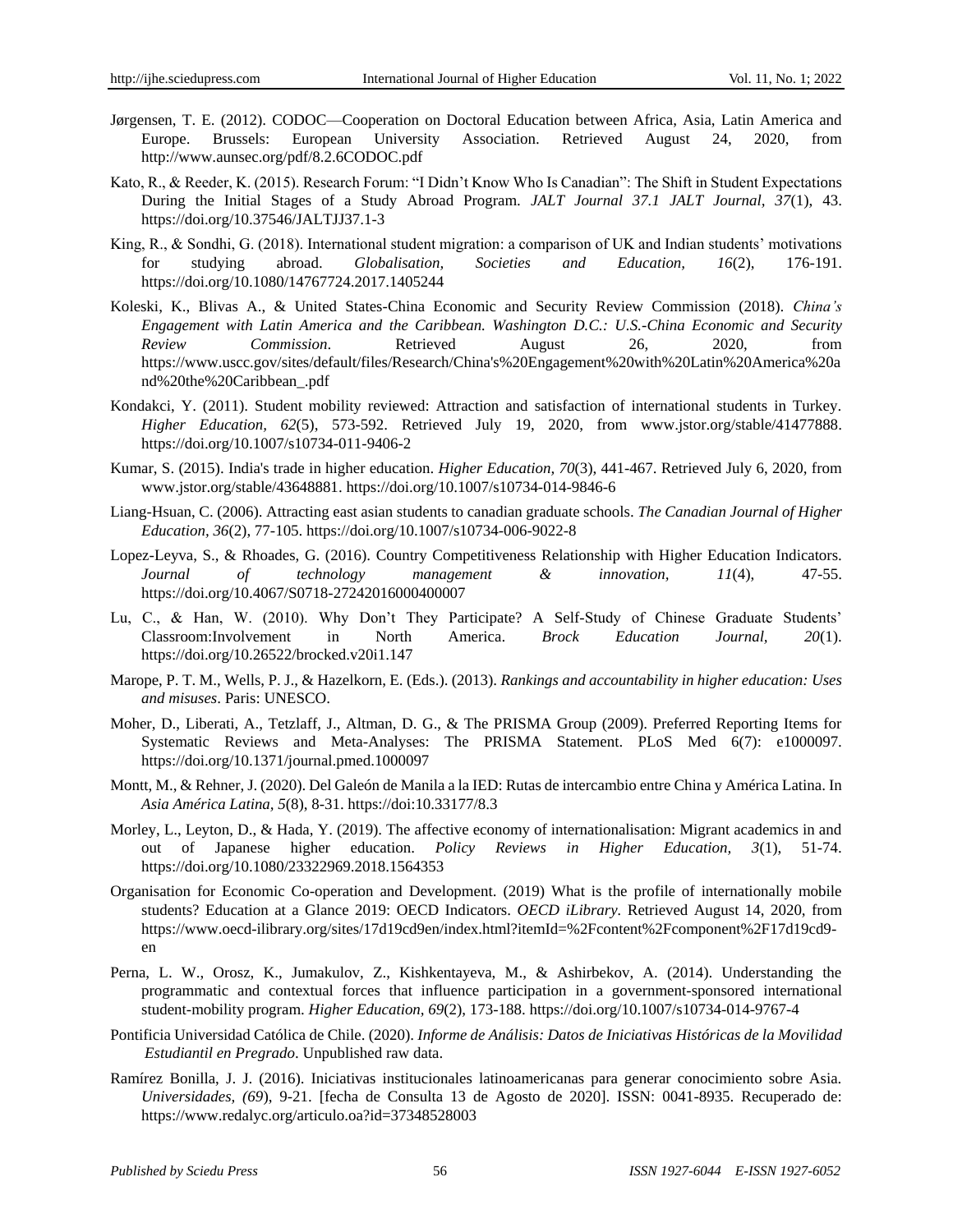Jørgensen, T. E. (2012). CODOC—Cooperation on Doctoral Education between Africa, Asia, Latin America and Europe. Brussels: European University Association. Retrieved August 24, 2020, from http://www.aunsec.org/pdf/8.2.6CODOC.pdf

Kato, R., & Reeder, K. (2015). Research Forum: "I Didn't Know Who Is Canadian": The Shift in Student Expectations During the Initial Stages of a Study Abroad Program. *JALT Journal 37.1 JALT Journal, 37*(1), 43. https://doi.org/10.37546/JALTJJ37.1-3

King, R., & Sondhi, G. (2018). International student migration: a comparison of UK and Indian students' motivations for studying abroad. *Globalisation, Societies and Education, 16*(2), 176-191. https://doi.org/10.1080/14767724.2017.1405244

Koleski, K., Blivas A., & United States-China Economic and Security Review Commission (2018). *China's Engagement with Latin America and the Caribbean. Washington D.C.: U.S.-China Economic and Security Review Commission*. Retrieved August 26, 2020, from https://www.uscc.gov/sites/default/files/Research/China's%20Engagement%20with%20Latin%20America%20and%20the%20Caribbean_.pdf

Kondakci, Y. (2011). Student mobility reviewed: Attraction and satisfaction of international students in Turkey. *Higher Education, 62*(5), 573-592. Retrieved July 19, 2020, from www.jstor.org/stable/41477888. https://doi.org/10.1007/s10734-011-9406-2

Kumar, S. (2015). India's trade in higher education. *Higher Education, 70*(3), 441-467. Retrieved July 6, 2020, from www.jstor.org/stable/43648881. https://doi.org/10.1007/s10734-014-9846-6

Liang-Hsuan, C. (2006). Attracting east asian students to canadian graduate schools. *The Canadian Journal of Higher Education, 36*(2), 77-105. https://doi.org/10.1007/s10734-006-9022-8

Lopez-Leyva, S., & Rhoades, G. (2016). Country Competitiveness Relationship with Higher Education Indicators. *Journal of technology management & innovation, 11*(4), 47-55. https://doi.org/10.4067/S0718-27242016000400007

Lu, C., & Han, W. (2010). Why Don't They Participate? A Self-Study of Chinese Graduate Students' Classroom:Involvement in North America. *Brock Education Journal, 20*(1). https://doi.org/10.26522/brocked.v20i1.147

Marope, P. T. M., Wells, P. J., & Hazelkorn, E. (Eds.). (2013). *Rankings and accountability in higher education: Uses and misuses*. Paris: UNESCO.

Moher, D., Liberati, A., Tetzlaff, J., Altman, D. G., & The PRISMA Group (2009). Preferred Reporting Items for Systematic Reviews and Meta-Analyses: The PRISMA Statement. PLoS Med 6(7): e1000097. https://doi.org/10.1371/journal.pmed.1000097

Montt, M., & Rehner, J. (2020). Del Galeón de Manila a la IED: Rutas de intercambio entre China y América Latina. In *Asia América Latina, 5*(8), 8-31. https://doi:10.33177/8.3

Morley, L., Leyton, D., & Hada, Y. (2019). The affective economy of internationalisation: Migrant academics in and out of Japanese higher education. *Policy Reviews in Higher Education, 3*(1), 51-74. https://doi.org/10.1080/23322969.2018.1564353

Organisation for Economic Co-operation and Development. (2019) What is the profile of internationally mobile students? Education at a Glance 2019: OECD Indicators. *OECD iLibrary*. Retrieved August 14, 2020, from https://www.oecd-ilibrary.org/sites/17d19cd9en/index.html?itemId=%2Fcontent%2Fcomponent%2F17d19cd9-en

Perna, L. W., Orosz, K., Jumakulov, Z., Kishkentayeva, M., & Ashirbekov, A. (2014). Understanding the programmatic and contextual forces that influence participation in a government-sponsored international student-mobility program. *Higher Education, 69*(2), 173-188. https://doi.org/10.1007/s10734-014-9767-4

Pontificia Universidad Católica de Chile. (2020). *Informe de Análisis: Datos de Iniciativas Históricas de la Movilidad Estudiantil en Pregrado*. Unpublished raw data.

Ramírez Bonilla, J. J. (2016). Iniciativas institucionales latinoamericanas para generar conocimiento sobre Asia. *Universidades, (69)*, 9-21. [fecha de Consulta 13 de Agosto de 2020]. ISSN: 0041-8935. Recuperado de: https://www.redalyc.org/articulo.oa?id=37348528003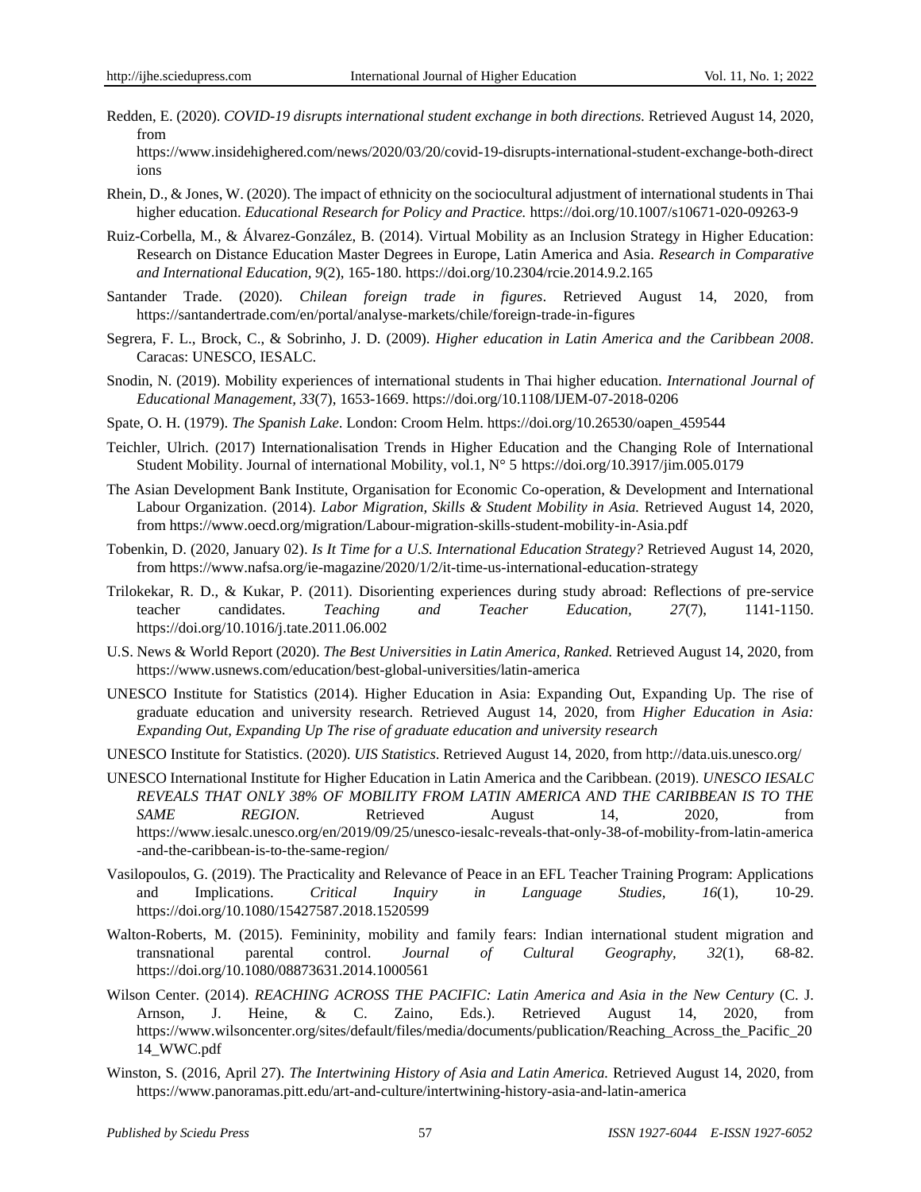Redden, E. (2020). *COVID-19 disrupts international student exchange in both directions.* Retrieved August 14, 2020, from https://www.insidehighered.com/news/2020/03/20/covid-19-disrupts-international-student-exchange-both-directions

Rhein, D., & Jones, W. (2020). The impact of ethnicity on the sociocultural adjustment of international students in Thai higher education. *Educational Research for Policy and Practice.* https://doi.org/10.1007/s10671-020-09263-9

Ruiz-Corbella, M., & Álvarez-González, B. (2014). Virtual Mobility as an Inclusion Strategy in Higher Education: Research on Distance Education Master Degrees in Europe, Latin America and Asia. *Research in Comparative and International Education*, *9*(2), 165-180. https://doi.org/10.2304/rcie.2014.9.2.165

Santander Trade. (2020). *Chilean foreign trade in figures*. Retrieved August 14, 2020, from https://santandertrade.com/en/portal/analyse-markets/chile/foreign-trade-in-figures

Segrera, F. L., Brock, C., & Sobrinho, J. D. (2009). *Higher education in Latin America and the Caribbean 2008*. Caracas: UNESCO, IESALC.

Snodin, N. (2019). Mobility experiences of international students in Thai higher education. *International Journal of Educational Management, 33*(7), 1653-1669. https://doi.org/10.1108/IJEM-07-2018-0206

Spate, O. H. (1979). *The Spanish Lake*. London: Croom Helm. https://doi.org/10.26530/oapen_459544

Teichler, Ulrich. (2017) Internationalisation Trends in Higher Education and the Changing Role of International Student Mobility. Journal of international Mobility, vol.1, N° 5 https://doi.org/10.3917/jim.005.0179

The Asian Development Bank Institute, Organisation for Economic Co-operation, & Development and International Labour Organization. (2014). *Labor Migration, Skills & Student Mobility in Asia.* Retrieved August 14, 2020, from https://www.oecd.org/migration/Labour-migration-skills-student-mobility-in-Asia.pdf

Tobenkin, D. (2020, January 02). *Is It Time for a U.S. International Education Strategy?* Retrieved August 14, 2020, from https://www.nafsa.org/ie-magazine/2020/1/2/it-time-us-international-education-strategy

Trilokekar, R. D., & Kukar, P. (2011). Disorienting experiences during study abroad: Reflections of pre-service teacher candidates. *Teaching and Teacher Education, 27*(7), 1141-1150. https://doi.org/10.1016/j.tate.2011.06.002

U.S. News & World Report (2020). *The Best Universities in Latin America, Ranked.* Retrieved August 14, 2020, from https://www.usnews.com/education/best-global-universities/latin-america

UNESCO Institute for Statistics (2014). Higher Education in Asia: Expanding Out, Expanding Up. The rise of graduate education and university research. Retrieved August 14, 2020, from *Higher Education in Asia: Expanding Out, Expanding Up The rise of graduate education and university research*

UNESCO Institute for Statistics. (2020). *UIS Statistics*. Retrieved August 14, 2020, from http://data.uis.unesco.org/

UNESCO International Institute for Higher Education in Latin America and the Caribbean. (2019). *UNESCO IESALC REVEALS THAT ONLY 38% OF MOBILITY FROM LATIN AMERICA AND THE CARIBBEAN IS TO THE SAME REGION.* Retrieved August 14, 2020, from https://www.iesalc.unesco.org/en/2019/09/25/unesco-iesalc-reveals-that-only-38-of-mobility-from-latin-america-and-the-caribbean-is-to-the-same-region/

Vasilopoulos, G. (2019). The Practicality and Relevance of Peace in an EFL Teacher Training Program: Applications and Implications. *Critical Inquiry in Language Studies, 16*(1), 10-29. https://doi.org/10.1080/15427587.2018.1520599

Walton-Roberts, M. (2015). Femininity, mobility and family fears: Indian international student migration and transnational parental control. *Journal of Cultural Geography, 32*(1), 68-82. https://doi.org/10.1080/08873631.2014.1000561

Wilson Center. (2014). *REACHING ACROSS THE PACIFIC: Latin America and Asia in the New Century* (C. J. Arnson, J. Heine, & C. Zaino, Eds.). Retrieved August 14, 2020, from https://www.wilsoncenter.org/sites/default/files/media/documents/publication/Reaching_Across_the_Pacific_2014_WWC.pdf

Winston, S. (2016, April 27). *The Intertwining History of Asia and Latin America.* Retrieved August 14, 2020, from https://www.panoramas.pitt.edu/art-and-culture/intertwining-history-asia-and-latin-america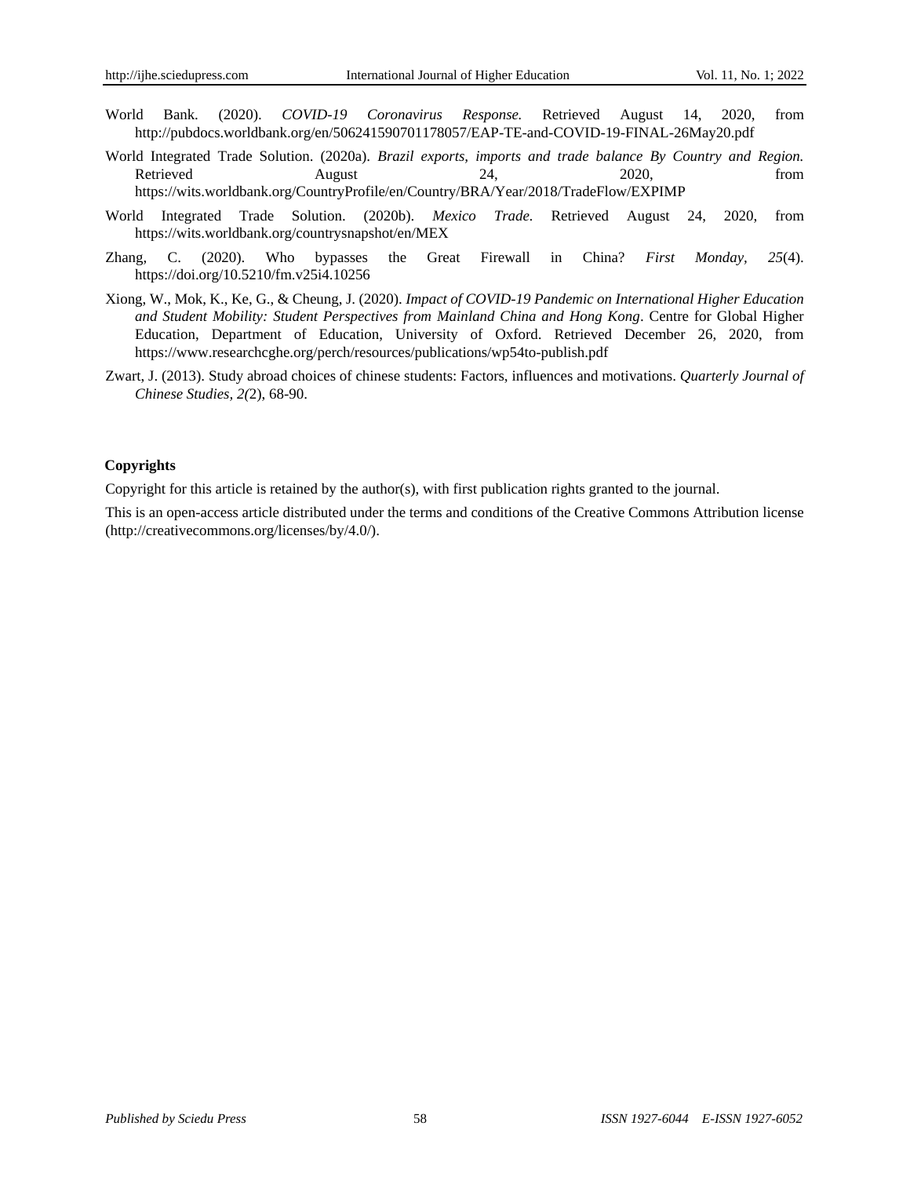World Bank. (2020). *COVID-19 Coronavirus Response.* Retrieved August 14, 2020, from http://pubdocs.worldbank.org/en/506241590701178057/EAP-TE-and-COVID-19-FINAL-26May20.pdf

World Integrated Trade Solution. (2020a). *Brazil exports, imports and trade balance By Country and Region.* Retrieved August 24, 2020, from https://wits.worldbank.org/CountryProfile/en/Country/BRA/Year/2018/TradeFlow/EXPIMP

World Integrated Trade Solution. (2020b). *Mexico Trade.* Retrieved August 24, 2020, from https://wits.worldbank.org/countrysnapshot/en/MEX

Zhang, C. (2020). Who bypasses the Great Firewall in China? *First Monday, 25*(4). https://doi.org/10.5210/fm.v25i4.10256

Xiong, W., Mok, K., Ke, G., & Cheung, J. (2020). *Impact of COVID-19 Pandemic on International Higher Education and Student Mobility: Student Perspectives from Mainland China and Hong Kong*. Centre for Global Higher Education, Department of Education, University of Oxford. Retrieved December 26, 2020, from https://www.researchcghe.org/perch/resources/publications/wp54to-publish.pdf

Zwart, J. (2013). Study abroad choices of chinese students: Factors, influences and motivations. *Quarterly Journal of Chinese Studies, 2(*2), 68-90.

**Copyrights**

Copyright for this article is retained by the author(s), with first publication rights granted to the journal.

This is an open-access article distributed under the terms and conditions of the Creative Commons Attribution license (http://creativecommons.org/licenses/by/4.0/).